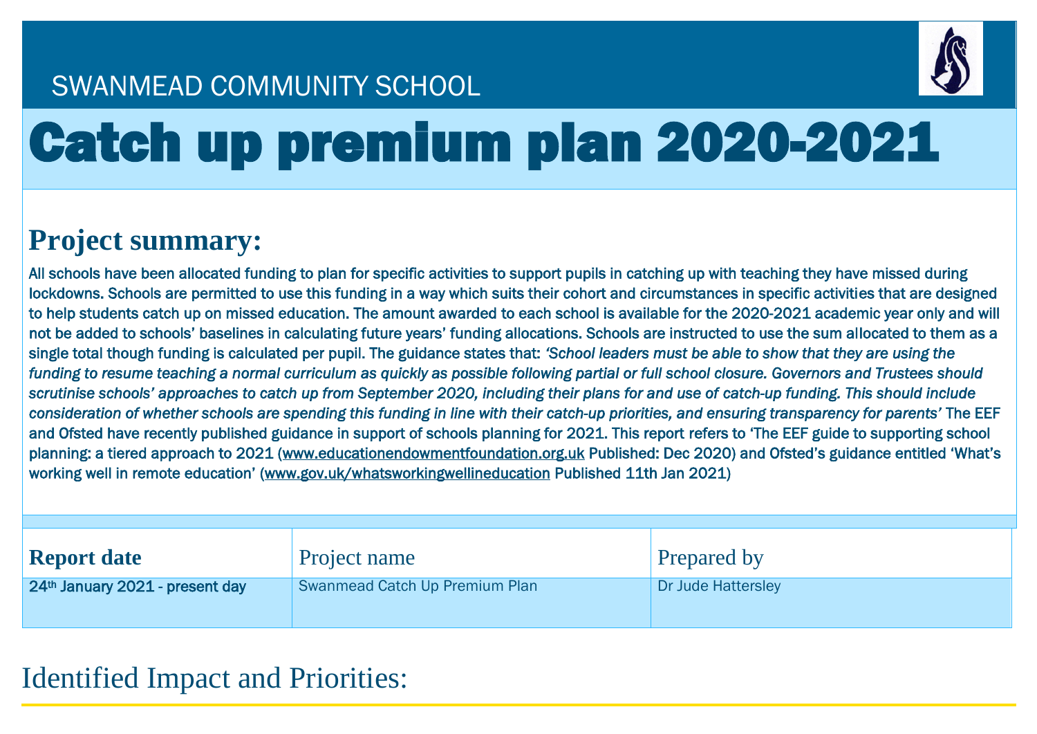SWANMEAD COMMUNITY SCHOOL

# Catch up premium plan 2020-2021

## Project summary:

All schools have been allocated funding to plan for specific activities to support pupils in catching up with teaching they have missed during lockdowns. Schools are permitted to use this funding in a way which suits their cohort and circumstances in specific activities that are designed to help students catch up on missed education. The amount awarded to each school is available for the 2020-2021 academic year only and will not be added to schools' baselines in calculating future years' funding allocations. Schools are instructed to use the sum allocated to them as a single total though funding is calculated per pupil. The guidance states that: *'School leaders must be able to show that they are using the funding to resume teaching a normal curriculum as quickly as possible following partial or full school closure. Governors and Trustees should scrutinise schools' approaches to catch up from September 2020, including their plans for and use of catch-up funding. This should include consideration of whether schools are spending this funding in line with their catch-up priorities, and ensuring transparency for parents'* The EEF and Ofsted have recently published guidance in support of schools planning for 2021. This report refers to 'The EEF guide to supporting school planning: a tiered approach to 2021 (www.educationendowmentfoundation.org.uk Published: Dec 2020) and Ofsted's guidance entitled 'What's working well in remote education' (www.gov.uk/whatsworkingwellineducation Published 11th Jan 2021)

| **Report date** | Project name | Prepared by |
|---|---|---|
| 24th January 2021 - present day | Swanmead Catch Up Premium Plan | Dr Jude Hattersley |

## Identified Impact and Priorities: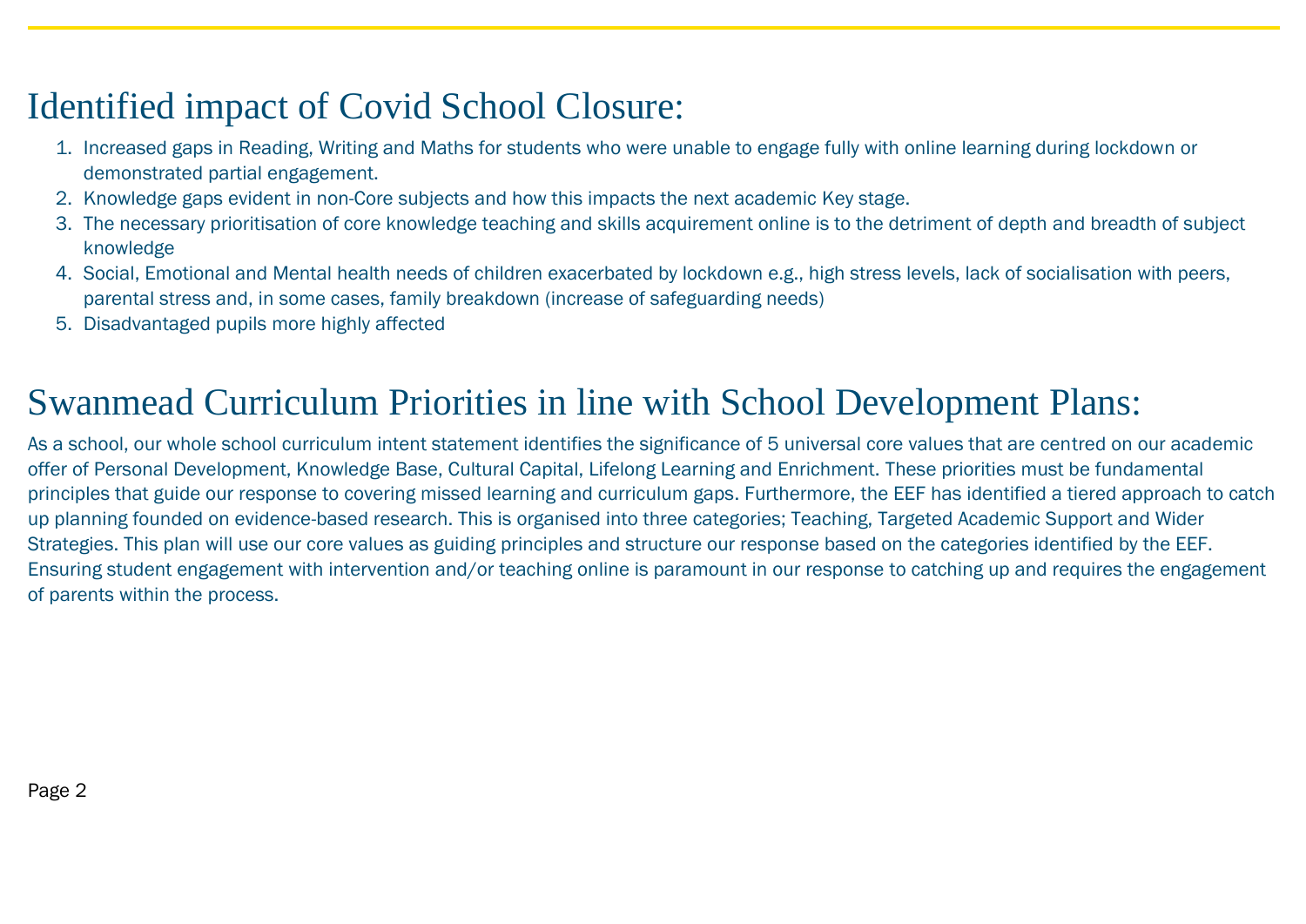## Identified impact of Covid School Closure:

1. Increased gaps in Reading, Writing and Maths for students who were unable to engage fully with online learning during lockdown or demonstrated partial engagement.
2. Knowledge gaps evident in non-Core subjects and how this impacts the next academic Key stage.
3. The necessary prioritisation of core knowledge teaching and skills acquirement online is to the detriment of depth and breadth of subject knowledge
4. Social, Emotional and Mental health needs of children exacerbated by lockdown e.g., high stress levels, lack of socialisation with peers, parental stress and, in some cases, family breakdown (increase of safeguarding needs)
5. Disadvantaged pupils more highly affected

## Swanmead Curriculum Priorities in line with School Development Plans:

As a school, our whole school curriculum intent statement identifies the significance of 5 universal core values that are centred on our academic offer of Personal Development, Knowledge Base, Cultural Capital, Lifelong Learning and Enrichment. These priorities must be fundamental principles that guide our response to covering missed learning and curriculum gaps. Furthermore, the EEF has identified a tiered approach to catch up planning founded on evidence-based research. This is organised into three categories; Teaching, Targeted Academic Support and Wider Strategies. This plan will use our core values as guiding principles and structure our response based on the categories identified by the EEF. Ensuring student engagement with intervention and/or teaching online is paramount in our response to catching up and requires the engagement of parents within the process.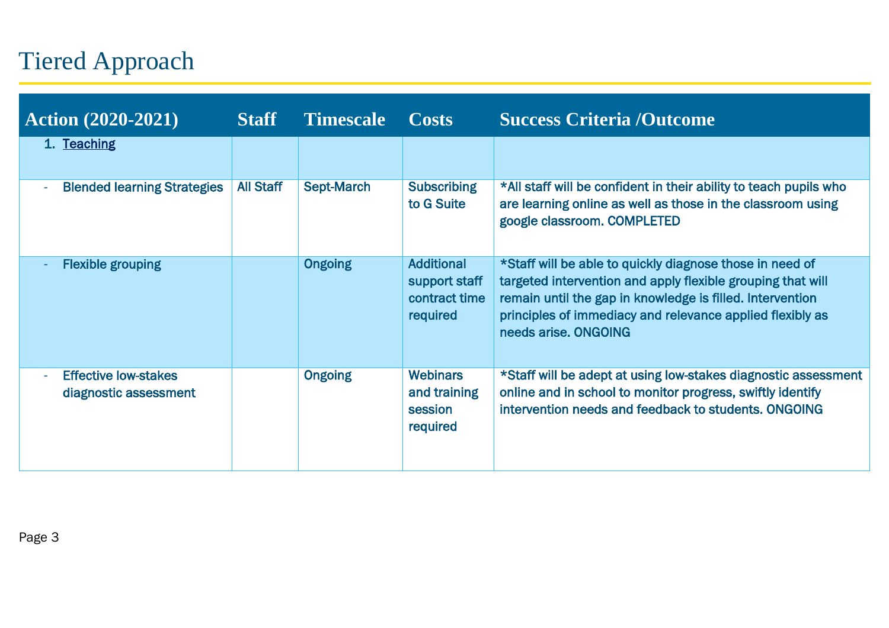# Tiered Approach

| Action (2020-2021) | Staff | Timescale | Costs | Success Criteria /Outcome |
|---|---|---|---|---|
| 1. Teaching | | | | |
| - Blended learning Strategies | All Staff | Sept-March | Subscribing to G Suite | *All staff will be confident in their ability to teach pupils who are learning online as well as those in the classroom using google classroom. COMPLETED |
| - Flexible grouping | | Ongoing | Additional support staff contract time required | *Staff will be able to quickly diagnose those in need of targeted intervention and apply flexible grouping that will remain until the gap in knowledge is filled. Intervention principles of immediacy and relevance applied flexibly as needs arise. ONGOING |
| - Effective low-stakes diagnostic assessment | | Ongoing | Webinars and training session required | *Staff will be adept at using low-stakes diagnostic assessment online and in school to monitor progress, swiftly identify intervention needs and feedback to students. ONGOING |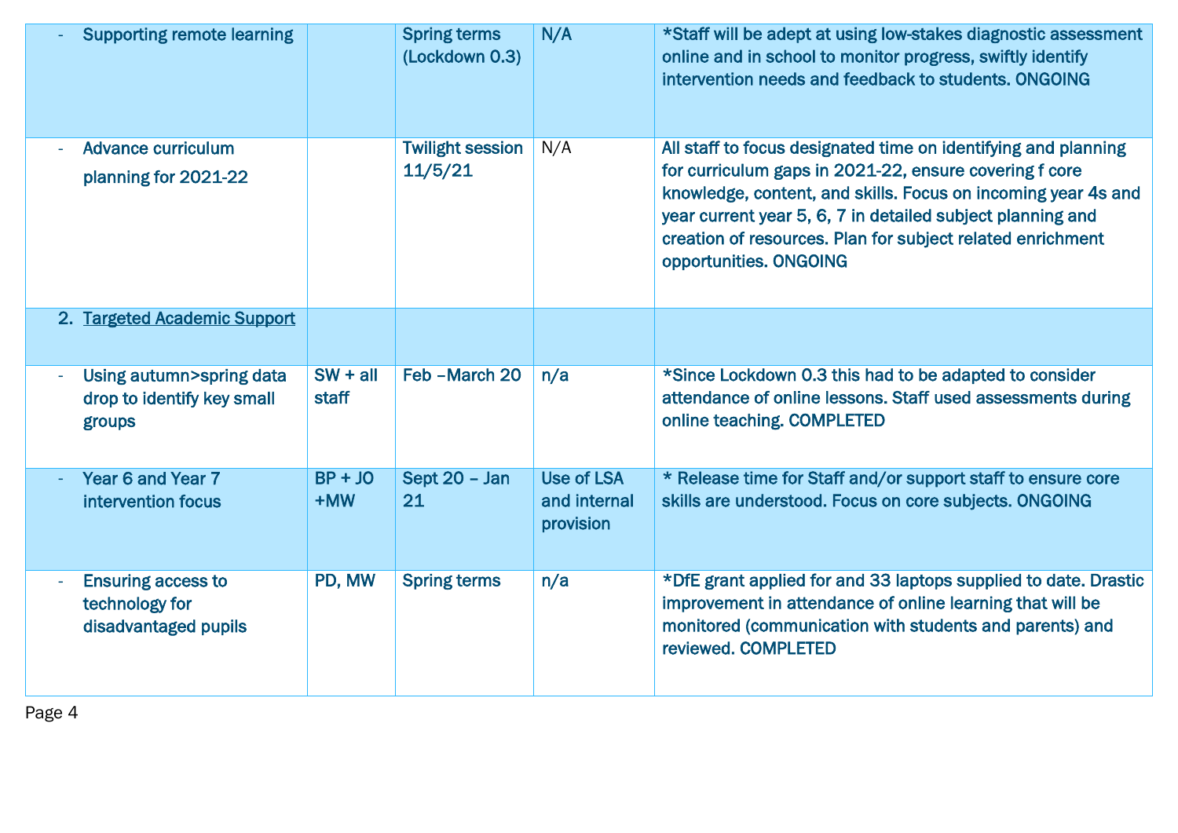| | | | | |
|---|---|---|---|---|
| - Supporting remote learning | | Spring terms (Lockdown 0.3) | N/A | *Staff will be adept at using low-stakes diagnostic assessment online and in school to monitor progress, swiftly identify intervention needs and feedback to students. ONGOING |
| - Advance curriculum planning for 2021-22 | | Twilight session 11/5/21 | N/A | All staff to focus designated time on identifying and planning for curriculum gaps in 2021-22, ensure covering f core knowledge, content, and skills. Focus on incoming year 4s and year current year 5, 6, 7 in detailed subject planning and creation of resources. Plan for subject related enrichment opportunities. ONGOING |
| 2. Targeted Academic Support | | | | |
| - Using autumn>spring data drop to identify key small groups | SW + all staff | Feb –March 20 | n/a | *Since Lockdown 0.3 this had to be adapted to consider attendance of online lessons. Staff used assessments during online teaching. COMPLETED |
| - Year 6 and Year 7 intervention focus | BP + JO +MW | Sept 20 – Jan 21 | Use of LSA and internal provision | * Release time for Staff and/or support staff to ensure core skills are understood. Focus on core subjects. ONGOING |
| - Ensuring access to technology for disadvantaged pupils | PD, MW | Spring terms | n/a | *DfE grant applied for and 33 laptops supplied to date. Drastic improvement in attendance of online learning that will be monitored (communication with students and parents) and reviewed. COMPLETED |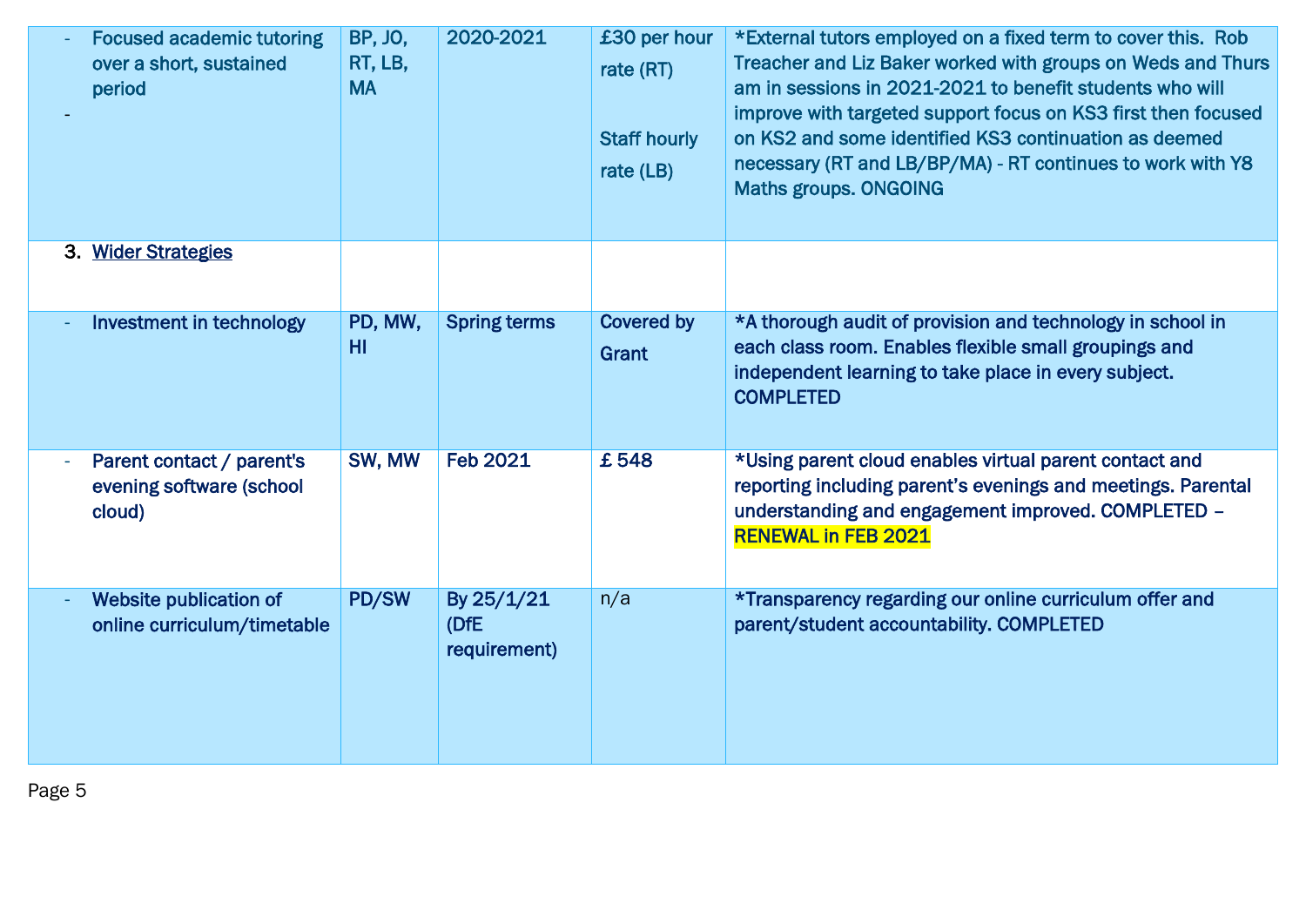| | | | | |
|---|---|---|---|---|
| - Focused academic tutoring over a short, sustained period<br>- | BP, JO, RT, LB, MA | 2020-2021 | £30 per hour rate (RT)<br><br>Staff hourly rate (LB) | *External tutors employed on a fixed term to cover this. Rob Treacher and Liz Baker worked with groups on Weds and Thurs am in sessions in 2021-2021 to benefit students who will improve with targeted support focus on KS3 first then focused on KS2 and some identified KS3 continuation as deemed necessary (RT and LB/BP/MA) - RT continues to work with Y8 Maths groups. ONGOING |
| 3. Wider Strategies | | | | |
| - Investment in technology | PD, MW, HI | Spring terms | Covered by Grant | *A thorough audit of provision and technology in school in each class room. Enables flexible small groupings and independent learning to take place in every subject. COMPLETED |
| - Parent contact / parent's evening software (school cloud) | SW, MW | Feb 2021 | £ 548 | *Using parent cloud enables virtual parent contact and reporting including parent's evenings and meetings. Parental understanding and engagement improved. COMPLETED – RENEWAL in FEB 2021 |
| - Website publication of online curriculum/timetable | PD/SW | By 25/1/21 (DfE requirement) | n/a | *Transparency regarding our online curriculum offer and parent/student accountability. COMPLETED |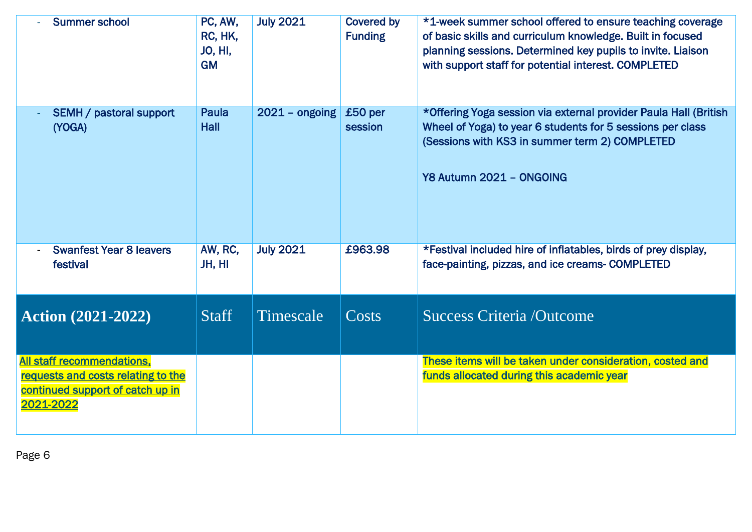| - Summer school | PC, AW, RC, HK, JO, HI, GM | July 2021 | Covered by Funding | *1-week summer school offered to ensure teaching coverage of basic skills and curriculum knowledge. Built in focused planning sessions. Determined key pupils to invite. Liaison with support staff for potential interest. COMPLETED |
|---|---|---|---|---|
| - SEMH / pastoral support (YOGA) | Paula Hall | 2021 – ongoing | £50 per session | *Offering Yoga session via external provider Paula Hall (British Wheel of Yoga) to year 6 students for 5 sessions per class (Sessions with KS3 in summer term 2) COMPLETED<br><br>Y8 Autumn 2021 – ONGOING |
| - Swanfest Year 8 leavers festival | AW, RC, JH, HI | July 2021 | £963.98 | *Festival included hire of inflatables, birds of prey display, face-painting, pizzas, and ice creams- COMPLETED |
| **Action (2021-2022)** | Staff | Timescale | Costs | Success Criteria /Outcome |
| All staff recommendations, requests and costs relating to the continued support of catch up in 2021-2022 | | | | These items will be taken under consideration, costed and funds allocated during this academic year |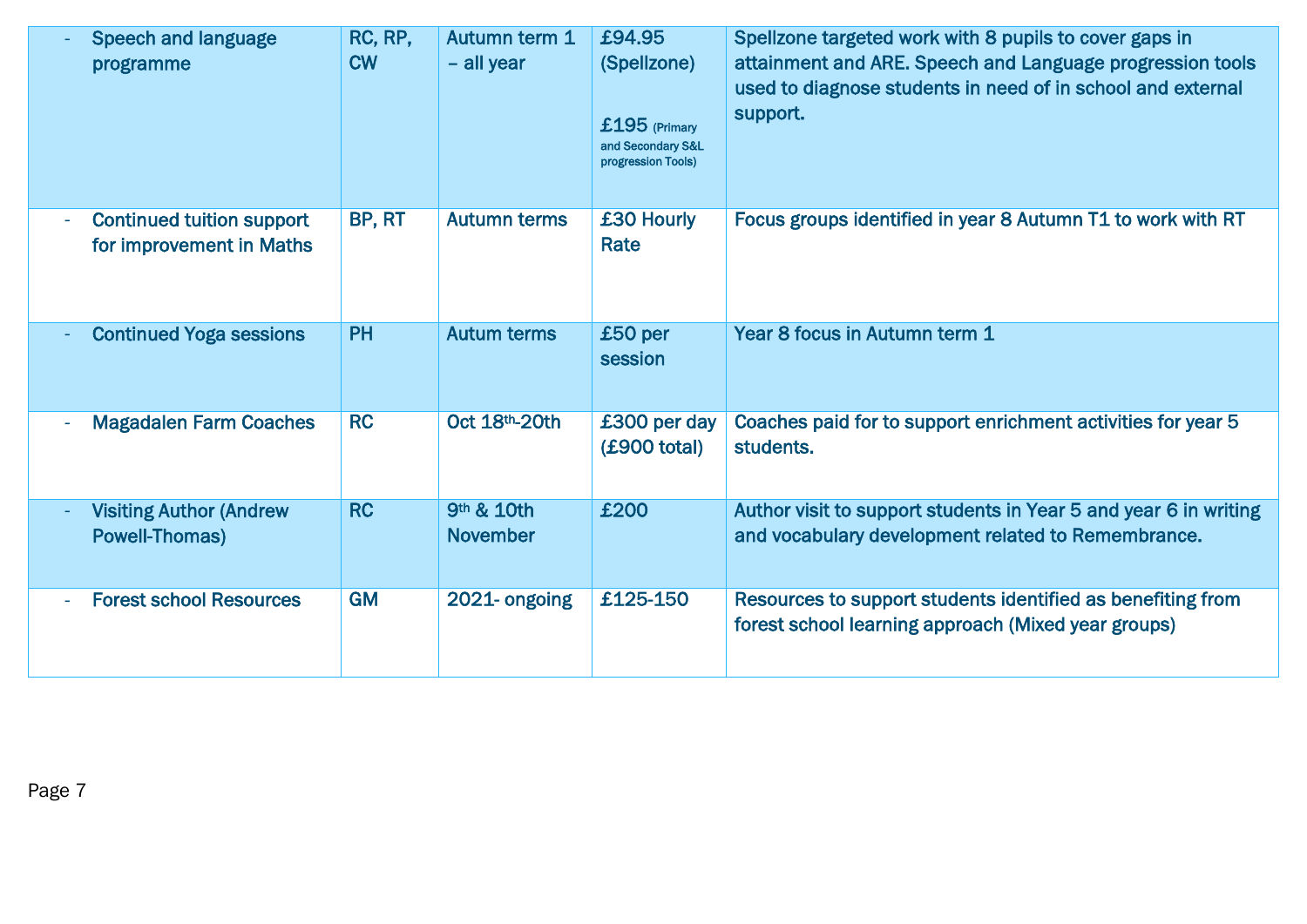| | | | | |
|---|---|---|---|---|
| - Speech and language programme | RC, RP, CW | Autumn term 1 – all year | £94.95 (Spellzone)<br><br>£195 (Primary and Secondary S&L progression Tools) | Spellzone targeted work with 8 pupils to cover gaps in attainment and ARE. Speech and Language progression tools used to diagnose students in need of in school and external support. |
| - Continued tuition support for improvement in Maths | BP, RT | Autumn terms | £30 Hourly Rate | Focus groups identified in year 8 Autumn T1 to work with RT |
| - Continued Yoga sessions | PH | Autum terms | £50 per session | Year 8 focus in Autumn term 1 |
| - Magadalen Farm Coaches | RC | Oct 18th-20th | £300 per day (£900 total) | Coaches paid for to support enrichment activities for year 5 students. |
| - Visiting Author (Andrew Powell-Thomas) | RC | 9th & 10th November | £200 | Author visit to support students in Year 5 and year 6 in writing and vocabulary development related to Remembrance. |
| - Forest school Resources | GM | 2021- ongoing | £125-150 | Resources to support students identified as benefiting from forest school learning approach (Mixed year groups) |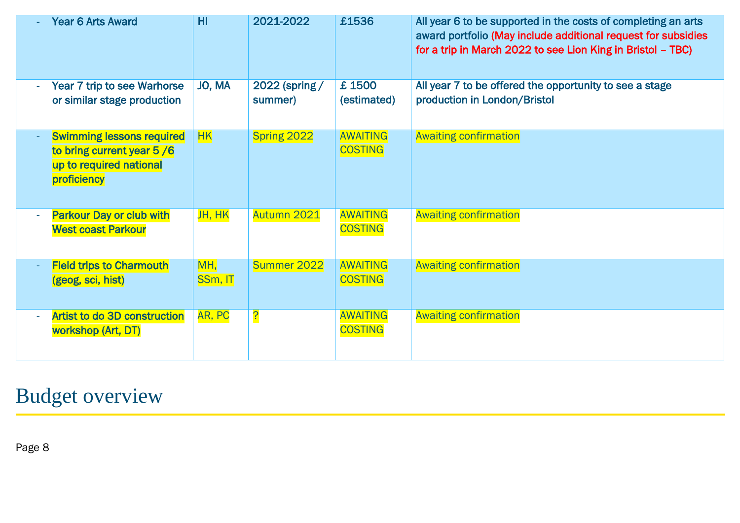| | | | | |
|---|---|---|---|---|
| - Year 6 Arts Award | HI | 2021-2022 | £1536 | All year 6 to be supported in the costs of completing an arts award portfolio (May include additional request for subsidies for a trip in March 2022 to see Lion King in Bristol – TBC) |
| - Year 7 trip to see Warhorse or similar stage production | JO, MA | 2022 (spring / summer) | £ 1500 (estimated) | All year 7 to be offered the opportunity to see a stage production in London/Bristol |
| - Swimming lessons required to bring current year 5 /6 up to required national proficiency | HK | Spring 2022 | AWAITING COSTING | Awaiting confirmation |
| - Parkour Day or club with West coast Parkour | JH, HK | Autumn 2021 | AWAITING COSTING | Awaiting confirmation |
| - Field trips to Charmouth (geog, sci, hist) | MH, SSm, IT | Summer 2022 | AWAITING COSTING | Awaiting confirmation |
| - Artist to do 3D construction workshop (Art, DT) | AR, PC | ? | AWAITING COSTING | Awaiting confirmation |

# Budget overview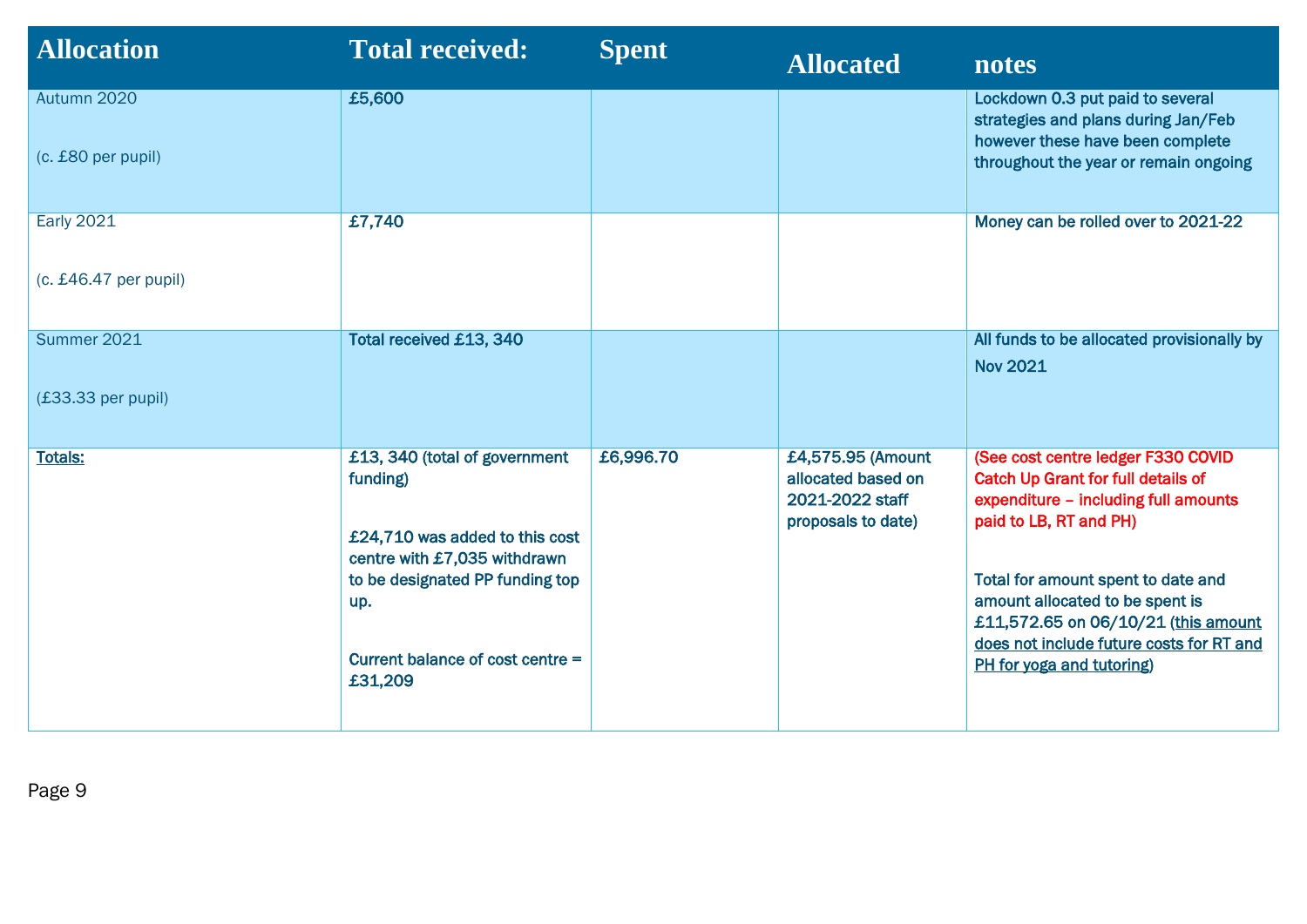| Allocation | Total received: | Spent | Allocated | notes |
|---|---|---|---|---|
| Autumn 2020<br><br>(c. £80 per pupil) | **£5,600** | | | **Lockdown 0.3 put paid to several strategies and plans during Jan/Feb however these have been complete throughout the year or remain ongoing** |
| Early 2021<br><br>(c. £46.47 per pupil) | **£7,740** | | | **Money can be rolled over to 2021-22** |
| Summer 2021<br><br>(£33.33 per pupil) | **Total received £13, 340** | | | **All funds to be allocated provisionally by Nov 2021** |
| **<u>Totals:</u>** | **£13, 340 (total of government funding)**<br><br>**£24,710 was added to this cost centre with £7,035 withdrawn to be designated PP funding top up.**<br><br>**Current balance of cost centre = £31,209** | **£6,996.70** | **£4,575.95 (Amount allocated based on 2021-2022 staff proposals to date)** | **(See cost centre ledger F330 COVID Catch Up Grant for full details of expenditure – including full amounts paid to LB, RT and PH)**<br><br>**Total for amount spent to date and amount allocated to be spent is £11,572.65 on 06/10/21 <u>(this amount does not include future costs for RT and PH for yoga and tutoring)</u>** |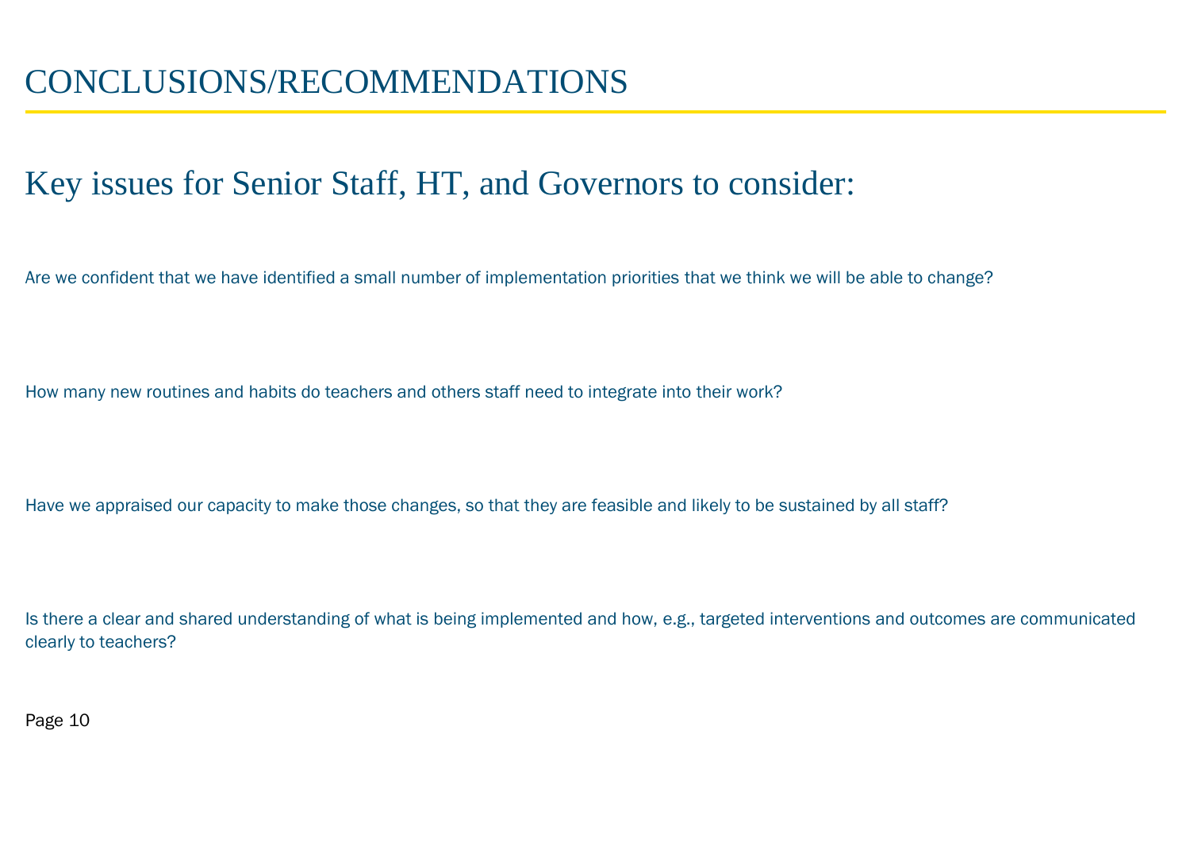# CONCLUSIONS/RECOMMENDATIONS

## Key issues for Senior Staff, HT, and Governors to consider:

Are we confident that we have identified a small number of implementation priorities that we think we will be able to change?

How many new routines and habits do teachers and others staff need to integrate into their work?

Have we appraised our capacity to make those changes, so that they are feasible and likely to be sustained by all staff?

Is there a clear and shared understanding of what is being implemented and how, e.g., targeted interventions and outcomes are communicated clearly to teachers?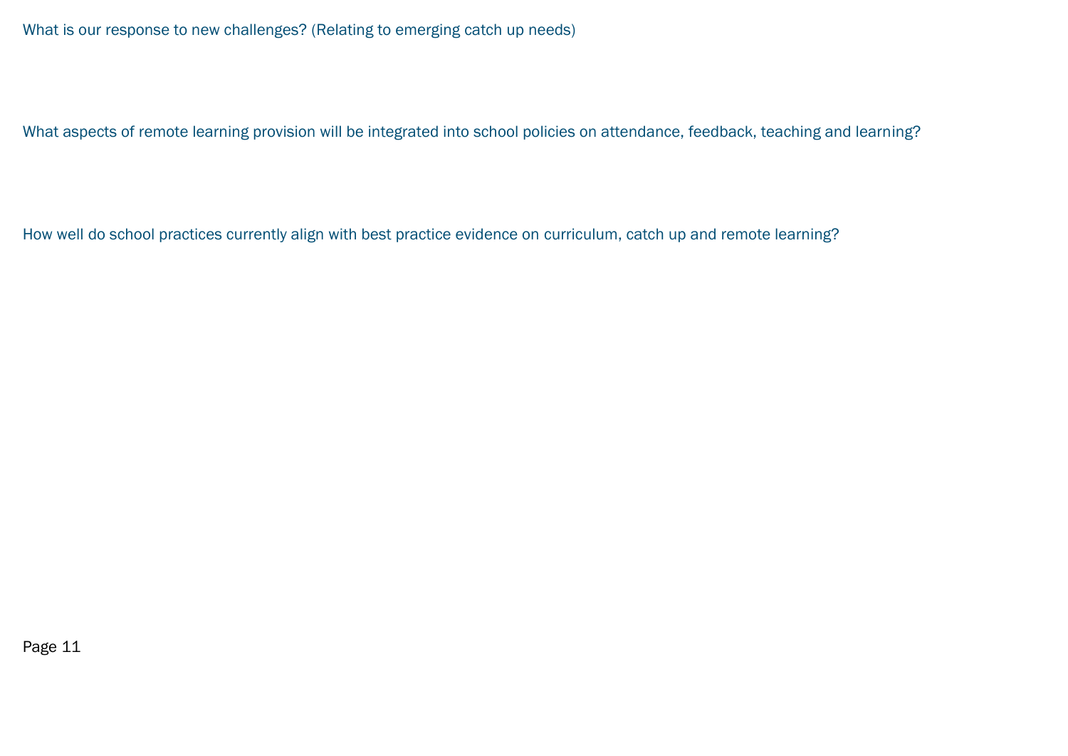What is our response to new challenges? (Relating to emerging catch up needs)

What aspects of remote learning provision will be integrated into school policies on attendance, feedback, teaching and learning?

How well do school practices currently align with best practice evidence on curriculum, catch up and remote learning?